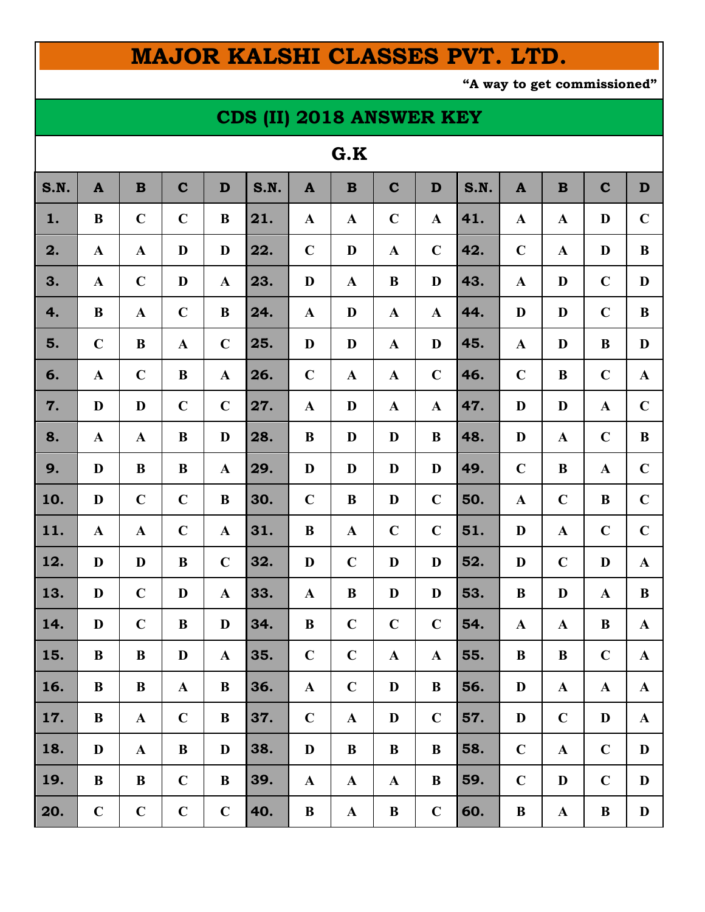# MAJOR KALSHI CLASSES PVT. LTD.

**"A way to get commissioned"**

## CDS (II) 2018 ANSWER KEY

### G.K

| S.N. | A | B | C | D | S.N. | A | B | C | D | S.N. | A | B | C | D |
|---|---|---|---|---|---|---|---|---|---|---|---|---|---|---|
| 1. | B | C | C | B | 21. | A | A | C | A | 41. | A | A | D | C |
| 2. | A | A | D | D | 22. | C | D | A | C | 42. | C | A | D | B |
| 3. | A | C | D | A | 23. | D | A | B | D | 43. | A | D | C | D |
| 4. | B | A | C | B | 24. | A | D | A | A | 44. | D | D | C | B |
| 5. | C | B | A | C | 25. | D | D | A | D | 45. | A | D | B | D |
| 6. | A | C | B | A | 26. | C | A | A | C | 46. | C | B | C | A |
| 7. | D | D | C | C | 27. | A | D | A | A | 47. | D | D | A | C |
| 8. | A | A | B | D | 28. | B | D | D | B | 48. | D | A | C | B |
| 9. | D | B | B | A | 29. | D | D | D | D | 49. | C | B | A | C |
| 10. | D | C | C | B | 30. | C | B | D | C | 50. | A | C | B | C |
| 11. | A | A | C | A | 31. | B | A | C | C | 51. | D | A | C | C |
| 12. | D | D | B | C | 32. | D | C | D | D | 52. | D | C | D | A |
| 13. | D | C | D | A | 33. | A | B | D | D | 53. | B | D | A | B |
| 14. | D | C | B | D | 34. | B | C | C | C | 54. | A | A | B | A |
| 15. | B | B | D | A | 35. | C | C | A | A | 55. | B | B | C | A |
| 16. | B | B | A | B | 36. | A | C | D | B | 56. | D | A | A | A |
| 17. | B | A | C | B | 37. | C | A | D | C | 57. | D | C | D | A |
| 18. | D | A | B | D | 38. | D | B | B | B | 58. | C | A | C | D |
| 19. | B | B | C | B | 39. | A | A | A | B | 59. | C | D | C | D |
| 20. | C | C | C | C | 40. | B | A | B | C | 60. | B | A | B | D |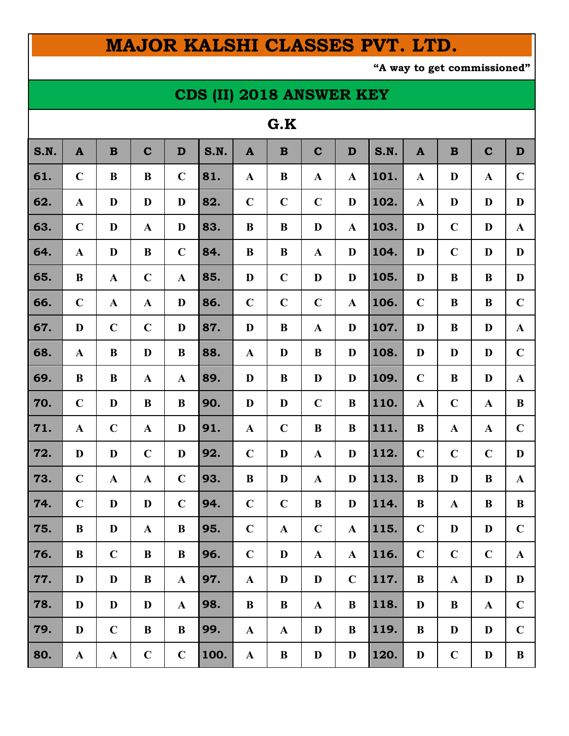# MAJOR KALSHI CLASSES PVT. LTD.

**"A way to get commissioned"**

## CDS (II) 2018 ANSWER KEY

### G.K

| S.N. | A | B | C | D | S.N. | A | B | C | D | S.N. | A | B | C | D |
|---|---|---|---|---|---|---|---|---|---|---|---|---|---|---|
| 61. | C | B | B | C | 81. | A | B | A | A | 101. | A | D | A | C |
| 62. | A | D | D | D | 82. | C | C | C | D | 102. | A | D | D | D |
| 63. | C | D | A | D | 83. | B | B | D | A | 103. | D | C | D | A |
| 64. | A | D | B | C | 84. | B | B | A | D | 104. | D | C | D | D |
| 65. | B | A | C | A | 85. | D | C | D | D | 105. | D | B | B | D |
| 66. | C | A | A | D | 86. | C | C | C | A | 106. | C | B | B | C |
| 67. | D | C | C | D | 87. | D | B | A | D | 107. | D | B | D | A |
| 68. | A | B | D | B | 88. | A | D | B | D | 108. | D | D | D | C |
| 69. | B | B | A | A | 89. | D | B | D | D | 109. | C | B | D | A |
| 70. | C | D | B | B | 90. | D | D | C | B | 110. | A | C | A | B |
| 71. | A | C | A | D | 91. | A | C | B | B | 111. | B | A | A | C |
| 72. | D | D | C | D | 92. | C | D | A | D | 112. | C | C | C | D |
| 73. | C | A | A | C | 93. | B | D | A | D | 113. | B | D | B | A |
| 74. | C | D | D | C | 94. | C | C | B | D | 114. | B | A | B | B |
| 75. | B | D | A | B | 95. | C | A | C | A | 115. | C | D | D | C |
| 76. | B | C | B | B | 96. | C | D | A | A | 116. | C | C | C | A |
| 77. | D | D | B | A | 97. | A | D | D | C | 117. | B | A | D | D |
| 78. | D | D | D | A | 98. | B | B | A | B | 118. | D | B | A | C |
| 79. | D | C | B | B | 99. | A | A | D | B | 119. | B | D | D | C |
| 80. | A | A | C | C | 100. | A | B | D | D | 120. | D | C | D | B |